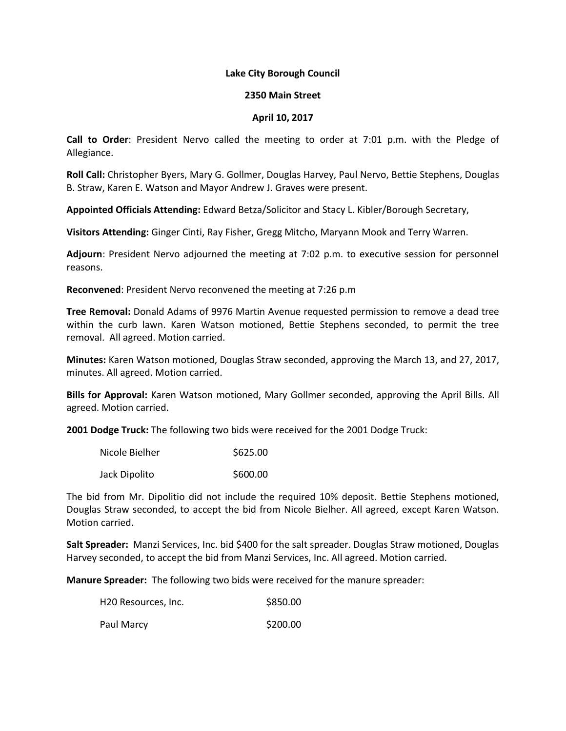**Lake City Borough Council**

**2350 Main Street**

**April 10, 2017**

**Call to Order**: President Nervo called the meeting to order at 7:01 p.m. with the Pledge of Allegiance.

**Roll Call:** Christopher Byers, Mary G. Gollmer, Douglas Harvey, Paul Nervo, Bettie Stephens, Douglas B. Straw, Karen E. Watson and Mayor Andrew J. Graves were present.

**Appointed Officials Attending:** Edward Betza/Solicitor and Stacy L. Kibler/Borough Secretary,

**Visitors Attending:** Ginger Cinti, Ray Fisher, Gregg Mitcho, Maryann Mook and Terry Warren.

**Adjourn**: President Nervo adjourned the meeting at 7:02 p.m. to executive session for personnel reasons.

**Reconvened**: President Nervo reconvened the meeting at 7:26 p.m

**Tree Removal:** Donald Adams of 9976 Martin Avenue requested permission to remove a dead tree within the curb lawn. Karen Watson motioned, Bettie Stephens seconded, to permit the tree removal. All agreed. Motion carried.

**Minutes:** Karen Watson motioned, Douglas Straw seconded, approving the March 13, and 27, 2017, minutes. All agreed. Motion carried.

**Bills for Approval:** Karen Watson motioned, Mary Gollmer seconded, approving the April Bills. All agreed. Motion carried.

**2001 Dodge Truck:** The following two bids were received for the 2001 Dodge Truck:

| | |
|---|---|
| Nicole Bielher | $625.00 |
| Jack Dipolito | $600.00 |

The bid from Mr. Dipolitio did not include the required 10% deposit. Bettie Stephens motioned, Douglas Straw seconded, to accept the bid from Nicole Bielher. All agreed, except Karen Watson. Motion carried.

**Salt Spreader:** Manzi Services, Inc. bid $400 for the salt spreader. Douglas Straw motioned, Douglas Harvey seconded, to accept the bid from Manzi Services, Inc. All agreed. Motion carried.

**Manure Spreader:** The following two bids were received for the manure spreader:

| | |
|---|---|
| H20 Resources, Inc. | $850.00 |
| Paul Marcy | $200.00 |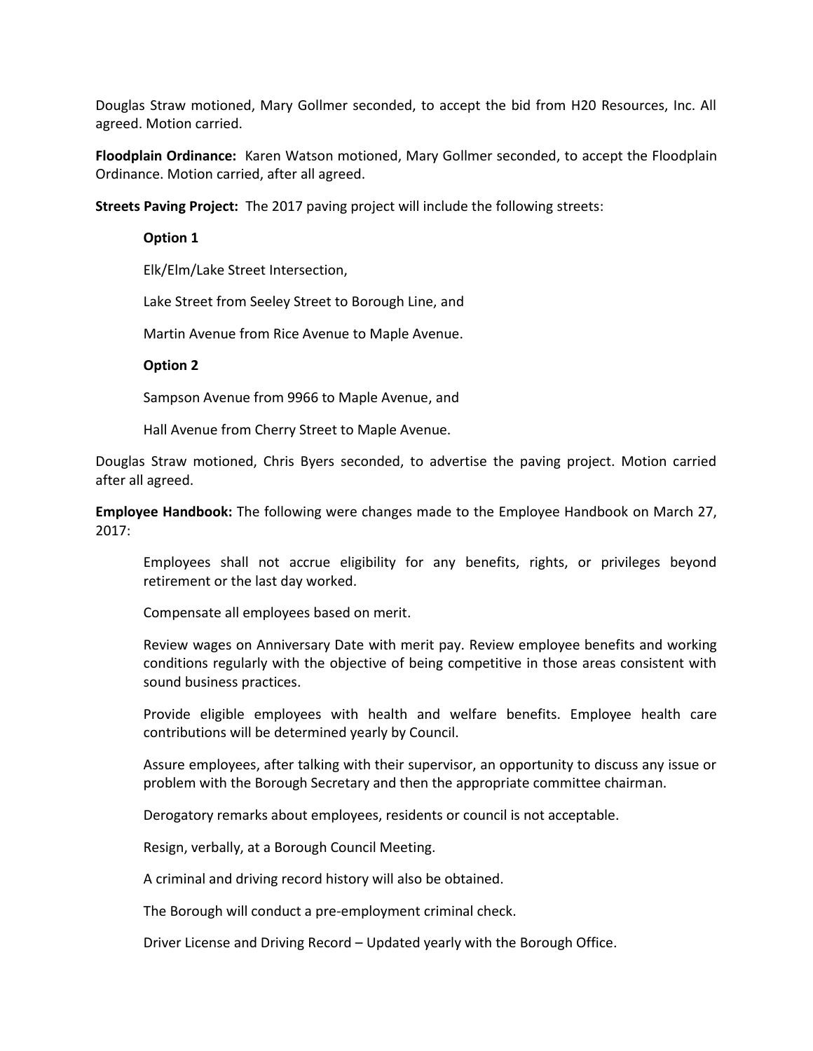Douglas Straw motioned, Mary Gollmer seconded, to accept the bid from H20 Resources, Inc. All agreed. Motion carried.

**Floodplain Ordinance:** Karen Watson motioned, Mary Gollmer seconded, to accept the Floodplain Ordinance. Motion carried, after all agreed.

**Streets Paving Project:** The 2017 paving project will include the following streets:

> **Option 1**
>
> Elk/Elm/Lake Street Intersection,
>
> Lake Street from Seeley Street to Borough Line, and
>
> Martin Avenue from Rice Avenue to Maple Avenue.
>
> **Option 2**
>
> Sampson Avenue from 9966 to Maple Avenue, and
>
> Hall Avenue from Cherry Street to Maple Avenue.

Douglas Straw motioned, Chris Byers seconded, to advertise the paving project. Motion carried after all agreed.

**Employee Handbook:** The following were changes made to the Employee Handbook on March 27, 2017:

> Employees shall not accrue eligibility for any benefits, rights, or privileges beyond retirement or the last day worked.
>
> Compensate all employees based on merit.
>
> Review wages on Anniversary Date with merit pay. Review employee benefits and working conditions regularly with the objective of being competitive in those areas consistent with sound business practices.
>
> Provide eligible employees with health and welfare benefits. Employee health care contributions will be determined yearly by Council.
>
> Assure employees, after talking with their supervisor, an opportunity to discuss any issue or problem with the Borough Secretary and then the appropriate committee chairman.
>
> Derogatory remarks about employees, residents or council is not acceptable.
>
> Resign, verbally, at a Borough Council Meeting.
>
> A criminal and driving record history will also be obtained.
>
> The Borough will conduct a pre-employment criminal check.
>
> Driver License and Driving Record – Updated yearly with the Borough Office.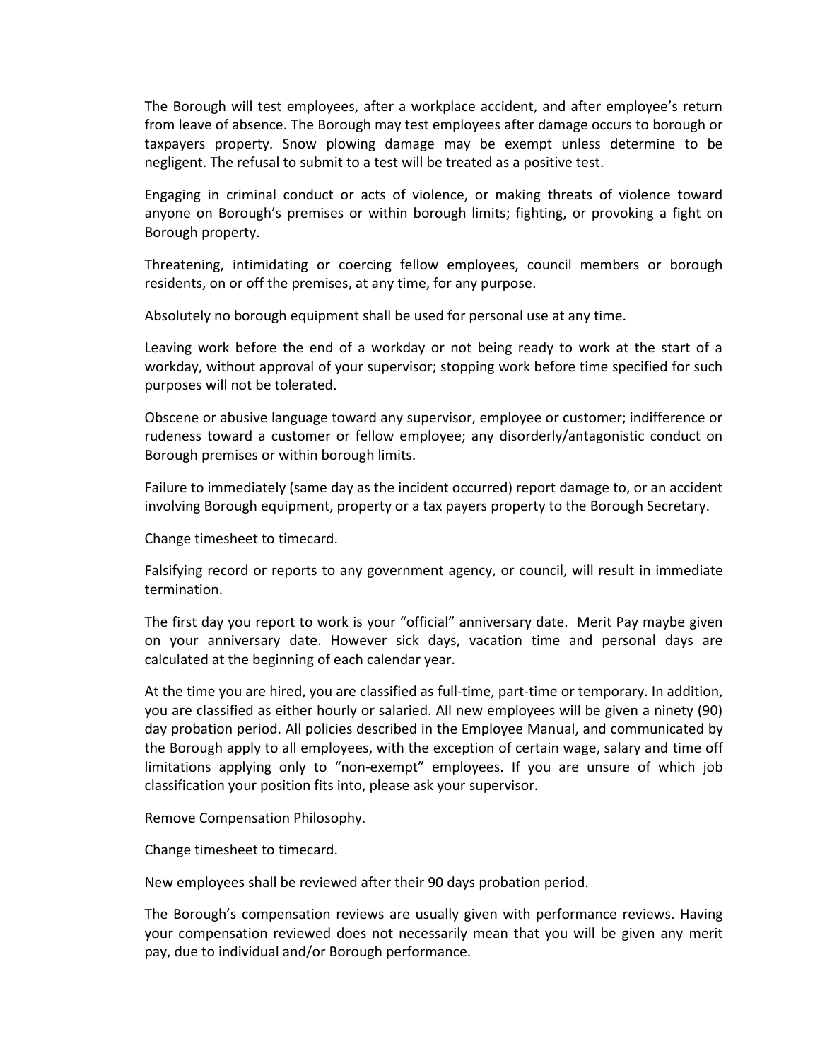The Borough will test employees, after a workplace accident, and after employee's return from leave of absence. The Borough may test employees after damage occurs to borough or taxpayers property. Snow plowing damage may be exempt unless determine to be negligent. The refusal to submit to a test will be treated as a positive test.

Engaging in criminal conduct or acts of violence, or making threats of violence toward anyone on Borough's premises or within borough limits; fighting, or provoking a fight on Borough property.

Threatening, intimidating or coercing fellow employees, council members or borough residents, on or off the premises, at any time, for any purpose.

Absolutely no borough equipment shall be used for personal use at any time.

Leaving work before the end of a workday or not being ready to work at the start of a workday, without approval of your supervisor; stopping work before time specified for such purposes will not be tolerated.

Obscene or abusive language toward any supervisor, employee or customer; indifference or rudeness toward a customer or fellow employee; any disorderly/antagonistic conduct on Borough premises or within borough limits.

Failure to immediately (same day as the incident occurred) report damage to, or an accident involving Borough equipment, property or a tax payers property to the Borough Secretary.

Change timesheet to timecard.

Falsifying record or reports to any government agency, or council, will result in immediate termination.

The first day you report to work is your "official" anniversary date. Merit Pay maybe given on your anniversary date. However sick days, vacation time and personal days are calculated at the beginning of each calendar year.

At the time you are hired, you are classified as full-time, part-time or temporary. In addition, you are classified as either hourly or salaried. All new employees will be given a ninety (90) day probation period. All policies described in the Employee Manual, and communicated by the Borough apply to all employees, with the exception of certain wage, salary and time off limitations applying only to "non-exempt" employees. If you are unsure of which job classification your position fits into, please ask your supervisor.

Remove Compensation Philosophy.

Change timesheet to timecard.

New employees shall be reviewed after their 90 days probation period.

The Borough's compensation reviews are usually given with performance reviews. Having your compensation reviewed does not necessarily mean that you will be given any merit pay, due to individual and/or Borough performance.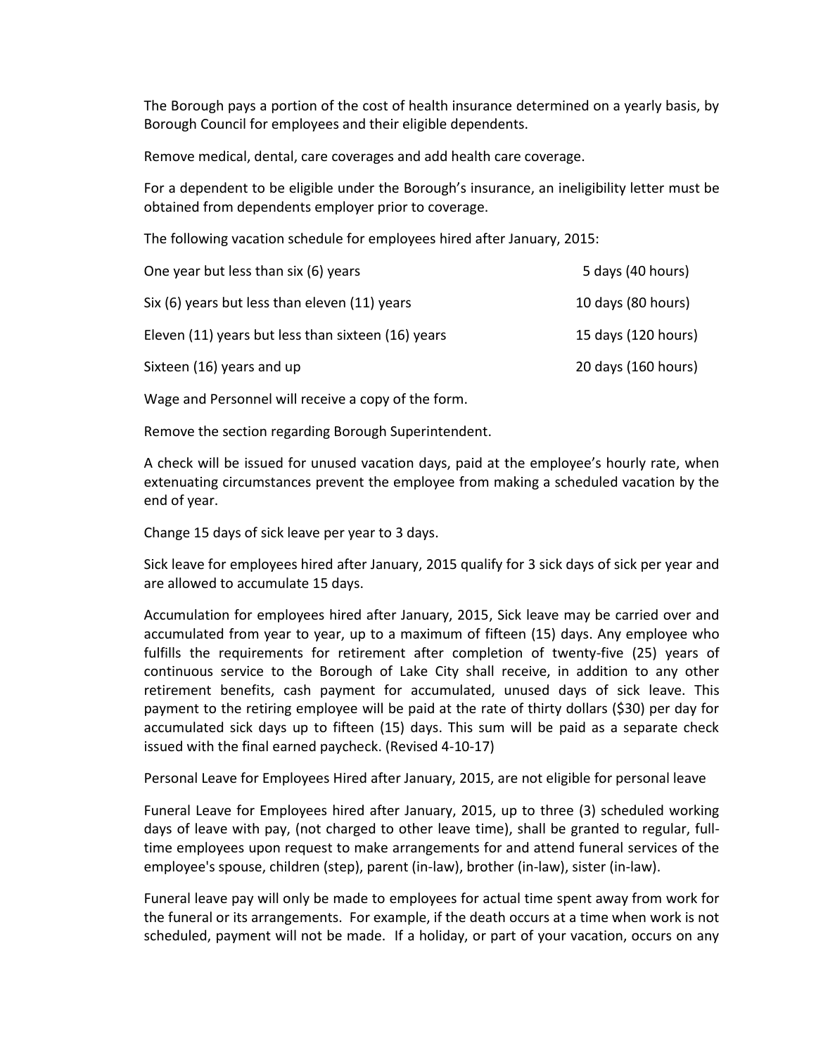The Borough pays a portion of the cost of health insurance determined on a yearly basis, by Borough Council for employees and their eligible dependents.

Remove medical, dental, care coverages and add health care coverage.

For a dependent to be eligible under the Borough's insurance, an ineligibility letter must be obtained from dependents employer prior to coverage.

The following vacation schedule for employees hired after January, 2015:

| | |
|---|---|
| One year but less than six (6) years | 5 days (40 hours) |
| Six (6) years but less than eleven (11) years | 10 days (80 hours) |
| Eleven (11) years but less than sixteen (16) years | 15 days (120 hours) |
| Sixteen (16) years and up | 20 days (160 hours) |

Wage and Personnel will receive a copy of the form.

Remove the section regarding Borough Superintendent.

A check will be issued for unused vacation days, paid at the employee's hourly rate, when extenuating circumstances prevent the employee from making a scheduled vacation by the end of year.

Change 15 days of sick leave per year to 3 days.

Sick leave for employees hired after January, 2015 qualify for 3 sick days of sick per year and are allowed to accumulate 15 days.

Accumulation for employees hired after January, 2015, Sick leave may be carried over and accumulated from year to year, up to a maximum of fifteen (15) days. Any employee who fulfills the requirements for retirement after completion of twenty-five (25) years of continuous service to the Borough of Lake City shall receive, in addition to any other retirement benefits, cash payment for accumulated, unused days of sick leave. This payment to the retiring employee will be paid at the rate of thirty dollars ($30) per day for accumulated sick days up to fifteen (15) days. This sum will be paid as a separate check issued with the final earned paycheck. (Revised 4-10-17)

Personal Leave for Employees Hired after January, 2015, are not eligible for personal leave

Funeral Leave for Employees hired after January, 2015, up to three (3) scheduled working days of leave with pay, (not charged to other leave time), shall be granted to regular, full-time employees upon request to make arrangements for and attend funeral services of the employee's spouse, children (step), parent (in-law), brother (in-law), sister (in-law).

Funeral leave pay will only be made to employees for actual time spent away from work for the funeral or its arrangements. For example, if the death occurs at a time when work is not scheduled, payment will not be made. If a holiday, or part of your vacation, occurs on any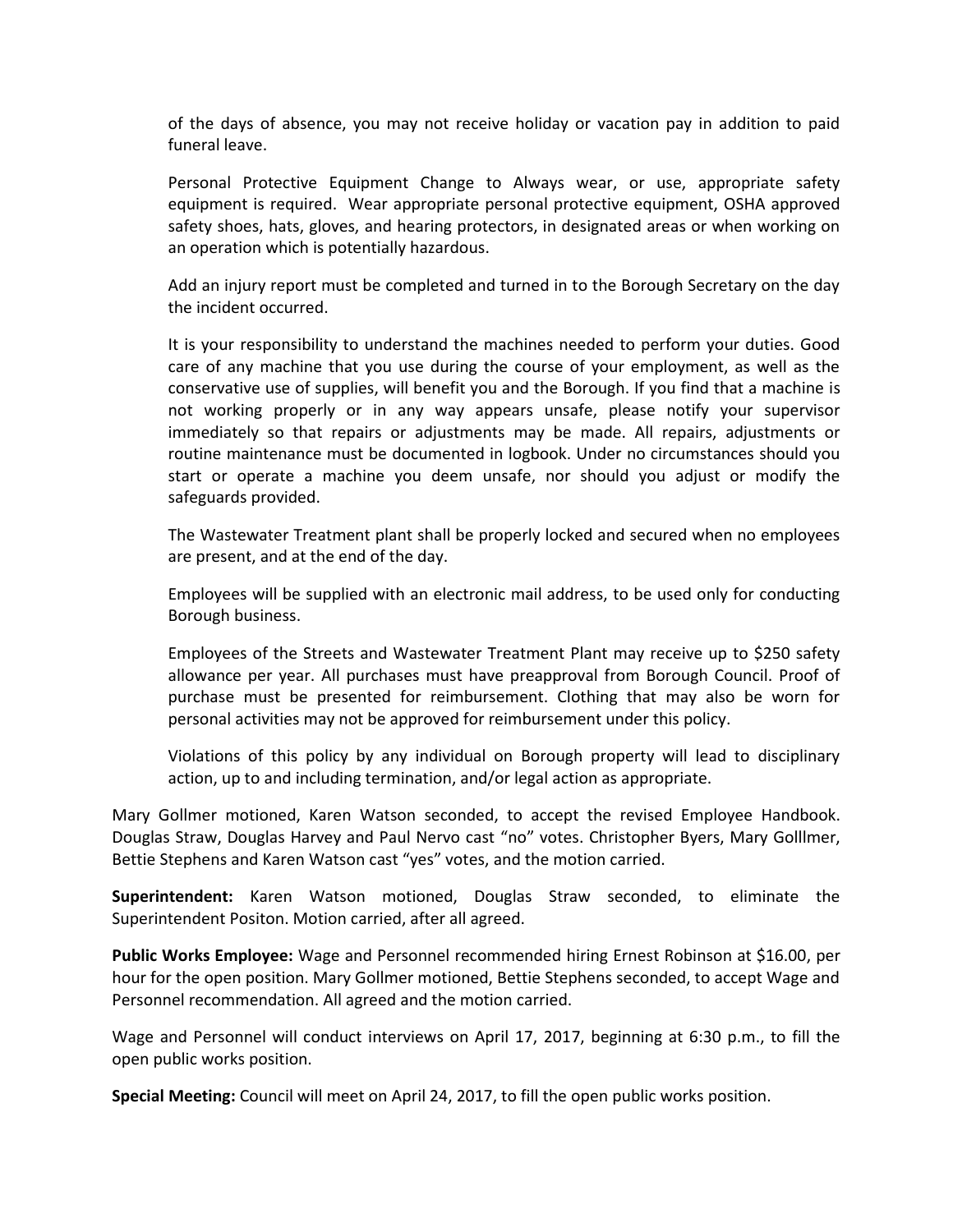of the days of absence, you may not receive holiday or vacation pay in addition to paid funeral leave.

Personal Protective Equipment Change to Always wear, or use, appropriate safety equipment is required. Wear appropriate personal protective equipment, OSHA approved safety shoes, hats, gloves, and hearing protectors, in designated areas or when working on an operation which is potentially hazardous.

Add an injury report must be completed and turned in to the Borough Secretary on the day the incident occurred.

It is your responsibility to understand the machines needed to perform your duties. Good care of any machine that you use during the course of your employment, as well as the conservative use of supplies, will benefit you and the Borough. If you find that a machine is not working properly or in any way appears unsafe, please notify your supervisor immediately so that repairs or adjustments may be made. All repairs, adjustments or routine maintenance must be documented in logbook. Under no circumstances should you start or operate a machine you deem unsafe, nor should you adjust or modify the safeguards provided.

The Wastewater Treatment plant shall be properly locked and secured when no employees are present, and at the end of the day.

Employees will be supplied with an electronic mail address, to be used only for conducting Borough business.

Employees of the Streets and Wastewater Treatment Plant may receive up to $250 safety allowance per year. All purchases must have preapproval from Borough Council. Proof of purchase must be presented for reimbursement. Clothing that may also be worn for personal activities may not be approved for reimbursement under this policy.

Violations of this policy by any individual on Borough property will lead to disciplinary action, up to and including termination, and/or legal action as appropriate.

Mary Gollmer motioned, Karen Watson seconded, to accept the revised Employee Handbook. Douglas Straw, Douglas Harvey and Paul Nervo cast "no" votes. Christopher Byers, Mary Golllmer, Bettie Stephens and Karen Watson cast "yes" votes, and the motion carried.

**Superintendent:** Karen Watson motioned, Douglas Straw seconded, to eliminate the Superintendent Positon. Motion carried, after all agreed.

**Public Works Employee:** Wage and Personnel recommended hiring Ernest Robinson at $16.00, per hour for the open position. Mary Gollmer motioned, Bettie Stephens seconded, to accept Wage and Personnel recommendation. All agreed and the motion carried.

Wage and Personnel will conduct interviews on April 17, 2017, beginning at 6:30 p.m., to fill the open public works position.

**Special Meeting:** Council will meet on April 24, 2017, to fill the open public works position.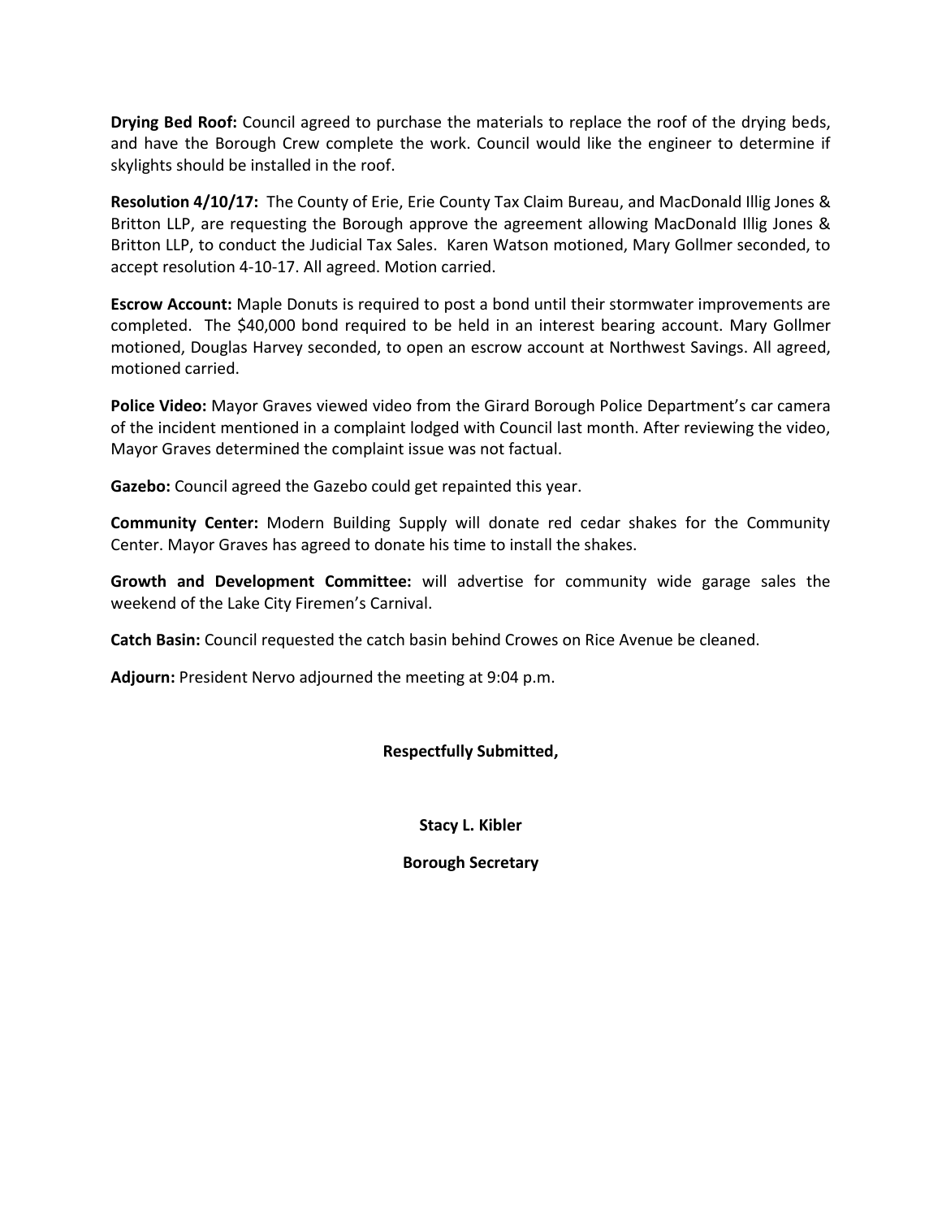**Drying Bed Roof:** Council agreed to purchase the materials to replace the roof of the drying beds, and have the Borough Crew complete the work. Council would like the engineer to determine if skylights should be installed in the roof.

**Resolution 4/10/17:** The County of Erie, Erie County Tax Claim Bureau, and MacDonald Illig Jones & Britton LLP, are requesting the Borough approve the agreement allowing MacDonald Illig Jones & Britton LLP, to conduct the Judicial Tax Sales. Karen Watson motioned, Mary Gollmer seconded, to accept resolution 4-10-17. All agreed. Motion carried.

**Escrow Account:** Maple Donuts is required to post a bond until their stormwater improvements are completed. The $40,000 bond required to be held in an interest bearing account. Mary Gollmer motioned, Douglas Harvey seconded, to open an escrow account at Northwest Savings. All agreed, motioned carried.

**Police Video:** Mayor Graves viewed video from the Girard Borough Police Department's car camera of the incident mentioned in a complaint lodged with Council last month. After reviewing the video, Mayor Graves determined the complaint issue was not factual.

**Gazebo:** Council agreed the Gazebo could get repainted this year.

**Community Center:** Modern Building Supply will donate red cedar shakes for the Community Center. Mayor Graves has agreed to donate his time to install the shakes.

**Growth and Development Committee:** will advertise for community wide garage sales the weekend of the Lake City Firemen's Carnival.

**Catch Basin:** Council requested the catch basin behind Crowes on Rice Avenue be cleaned.

**Adjourn:** President Nervo adjourned the meeting at 9:04 p.m.

**Respectfully Submitted,**

**Stacy L. Kibler**

**Borough Secretary**